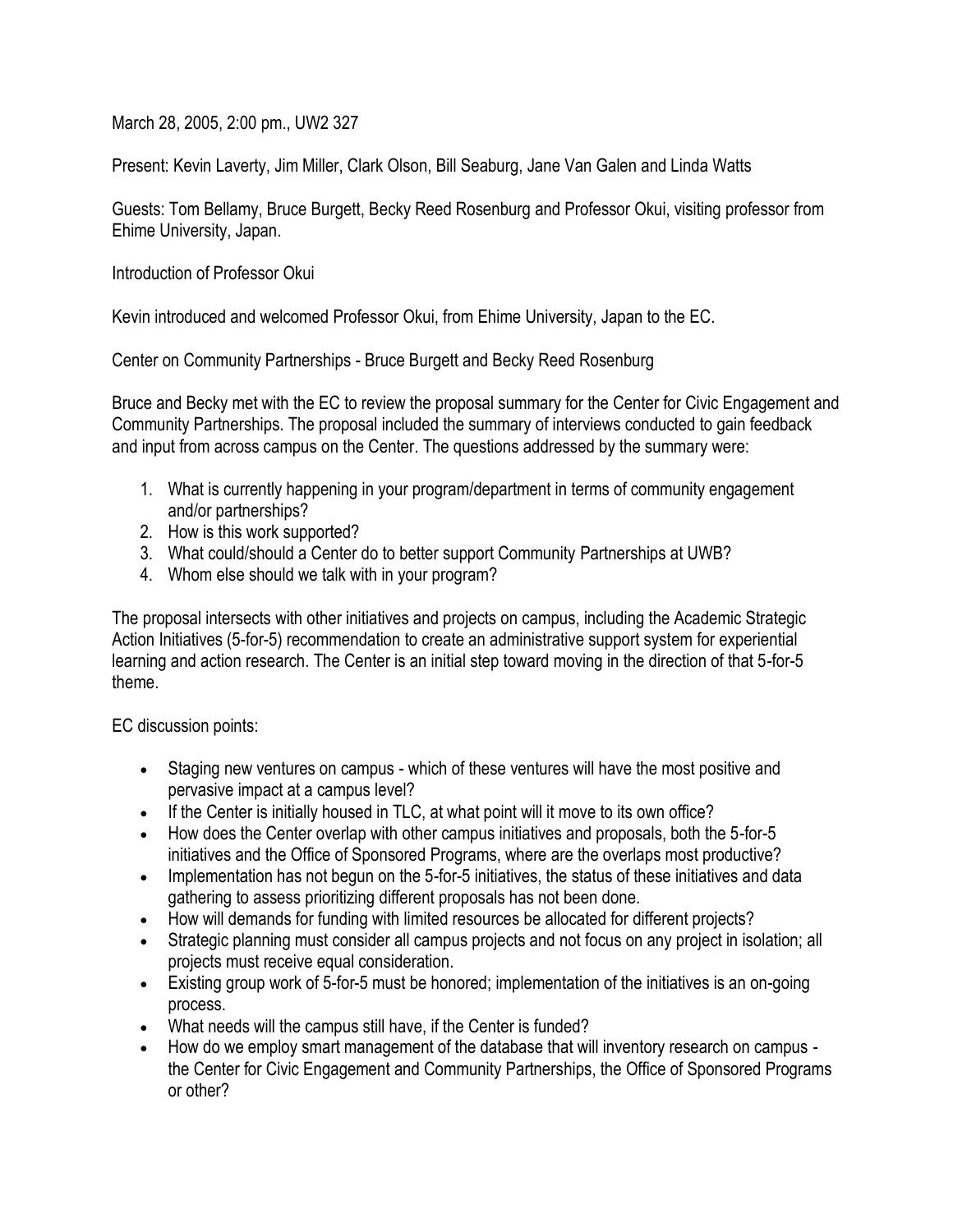March 28, 2005, 2:00 pm., UW2 327

Present: Kevin Laverty, Jim Miller, Clark Olson, Bill Seaburg, Jane Van Galen and Linda Watts

Guests: Tom Bellamy, Bruce Burgett, Becky Reed Rosenburg and Professor Okui, visiting professor from Ehime University, Japan.

Introduction of Professor Okui

Kevin introduced and welcomed Professor Okui, from Ehime University, Japan to the EC.

Center on Community Partnerships - Bruce Burgett and Becky Reed Rosenburg

Bruce and Becky met with the EC to review the proposal summary for the Center for Civic Engagement and Community Partnerships. The proposal included the summary of interviews conducted to gain feedback and input from across campus on the Center. The questions addressed by the summary were:

1. What is currently happening in your program/department in terms of community engagement and/or partnerships?
2. How is this work supported?
3. What could/should a Center do to better support Community Partnerships at UWB?
4. Whom else should we talk with in your program?

The proposal intersects with other initiatives and projects on campus, including the Academic Strategic Action Initiatives (5-for-5) recommendation to create an administrative support system for experiential learning and action research. The Center is an initial step toward moving in the direction of that 5-for-5 theme.

EC discussion points:

- Staging new ventures on campus - which of these ventures will have the most positive and pervasive impact at a campus level?
- If the Center is initially housed in TLC, at what point will it move to its own office?
- How does the Center overlap with other campus initiatives and proposals, both the 5-for-5 initiatives and the Office of Sponsored Programs, where are the overlaps most productive?
- Implementation has not begun on the 5-for-5 initiatives, the status of these initiatives and data gathering to assess prioritizing different proposals has not been done.
- How will demands for funding with limited resources be allocated for different projects?
- Strategic planning must consider all campus projects and not focus on any project in isolation; all projects must receive equal consideration.
- Existing group work of 5-for-5 must be honored; implementation of the initiatives is an on-going process.
- What needs will the campus still have, if the Center is funded?
- How do we employ smart management of the database that will inventory research on campus - the Center for Civic Engagement and Community Partnerships, the Office of Sponsored Programs or other?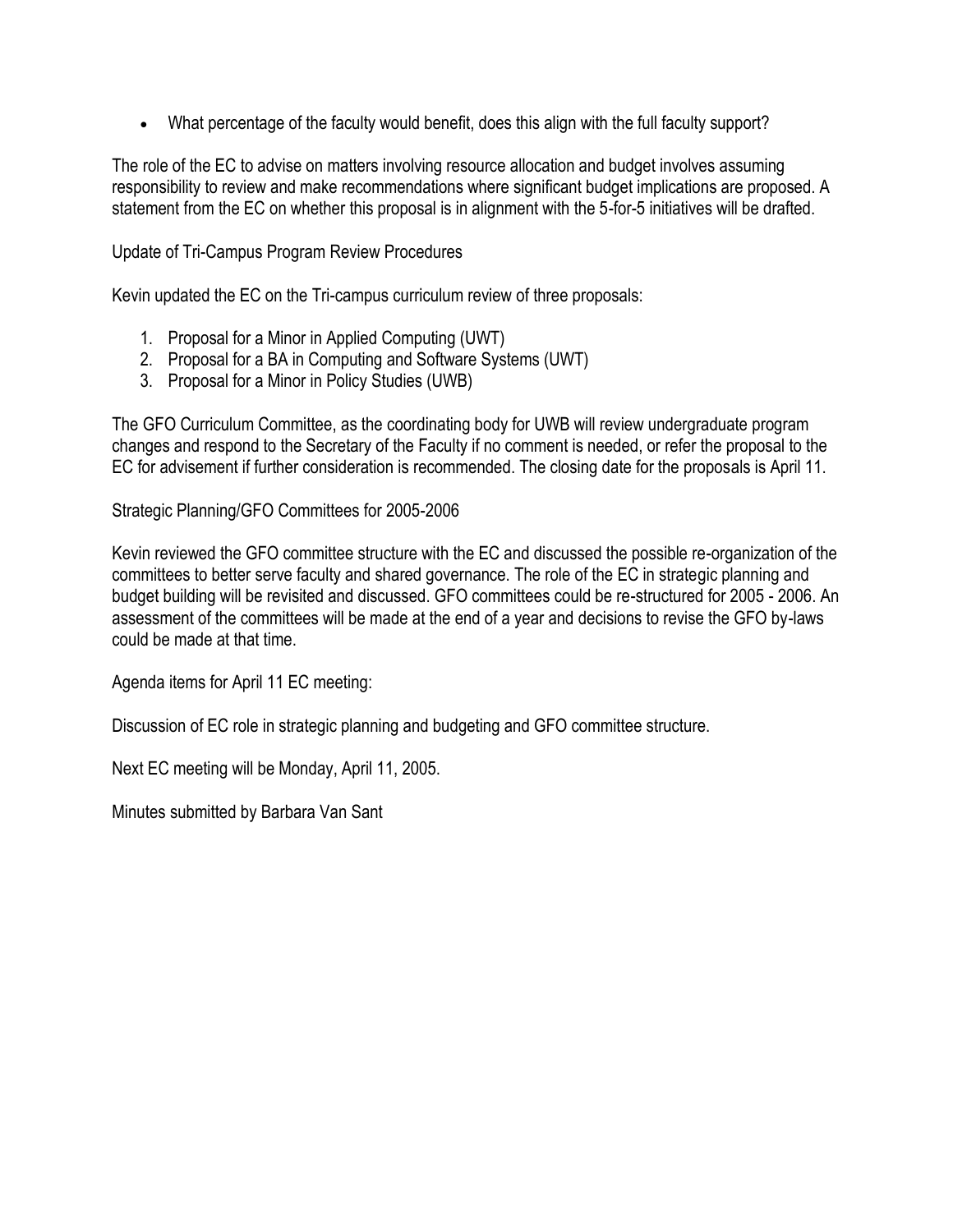- What percentage of the faculty would benefit, does this align with the full faculty support?

The role of the EC to advise on matters involving resource allocation and budget involves assuming responsibility to review and make recommendations where significant budget implications are proposed. A statement from the EC on whether this proposal is in alignment with the 5-for-5 initiatives will be drafted.

Update of Tri-Campus Program Review Procedures

Kevin updated the EC on the Tri-campus curriculum review of three proposals:

1. Proposal for a Minor in Applied Computing (UWT)
2. Proposal for a BA in Computing and Software Systems (UWT)
3. Proposal for a Minor in Policy Studies (UWB)

The GFO Curriculum Committee, as the coordinating body for UWB will review undergraduate program changes and respond to the Secretary of the Faculty if no comment is needed, or refer the proposal to the EC for advisement if further consideration is recommended. The closing date for the proposals is April 11.

Strategic Planning/GFO Committees for 2005-2006

Kevin reviewed the GFO committee structure with the EC and discussed the possible re-organization of the committees to better serve faculty and shared governance. The role of the EC in strategic planning and budget building will be revisited and discussed. GFO committees could be re-structured for 2005 - 2006. An assessment of the committees will be made at the end of a year and decisions to revise the GFO by-laws could be made at that time.

Agenda items for April 11 EC meeting:

Discussion of EC role in strategic planning and budgeting and GFO committee structure.

Next EC meeting will be Monday, April 11, 2005.

Minutes submitted by Barbara Van Sant